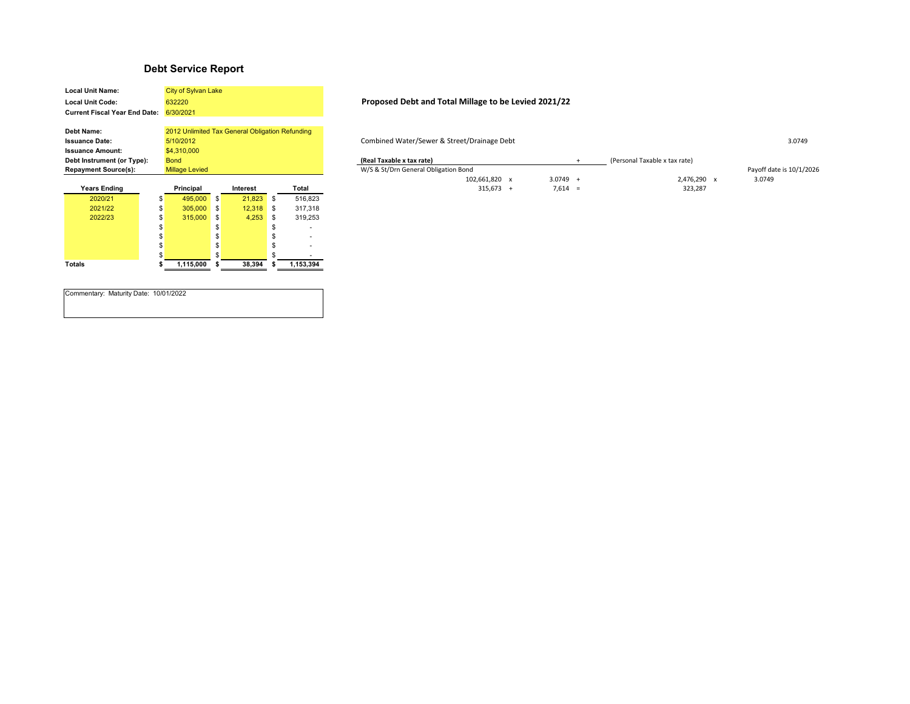# Debt Service Report

| | |
|---|---|
| **Local Unit Name:** | City of Sylvan Lake |
| **Local Unit Code:** | 632220 |
| **Current Fiscal Year End Date:** | 6/30/2021 |

| | |
|---|---|
| **Debt Name:** | 2012 Unlimited Tax General Obligation Refunding |
| **Issuance Date:** | 5/10/2012 |
| **Issuance Amount:** | $4,310,000 |
| **Debt Instrument (or Type):** | Bond |
| **Repayment Source(s):** | Millage Levied |

| Years Ending | Principal | Interest | Total |
|---|---|---|---|
| 2020/21 | $ 495,000 | $ 21,823 | $ 516,823 |
| 2021/22 | $ 305,000 | $ 12,318 | $ 317,318 |
| 2022/23 | $ 315,000 | $ 4,253 | $ 319,253 |
| | $ | $ | $ - |
| | $ | $ | $ - |
| | $ | $ | $ - |
| | $ | $ | $ - |
| **Totals** | **$ 1,115,000** | **$ 38,394** | **$ 1,153,394** |

Commentary: Maturity Date: 10/01/2022

## Proposed Debt and Total Millage to be Levied 2021/22

Combined Water/Sewer & Street/Drainage Debt 3.0749

| (Real Taxable x tax rate) | | | | + | (Personal Taxable x tax rate) | | |
|---|---|---|---|---|---|---|---|
| W/S & St/Drn General Obligation Bond | | | | | | | Payoff date is 10/1/2026 |
| 102,661,820 | x | 3.0749 | + | | 2,476,290 | x | 3.0749 |
| 315,673 | + | 7,614 | = | | 323,287 | | |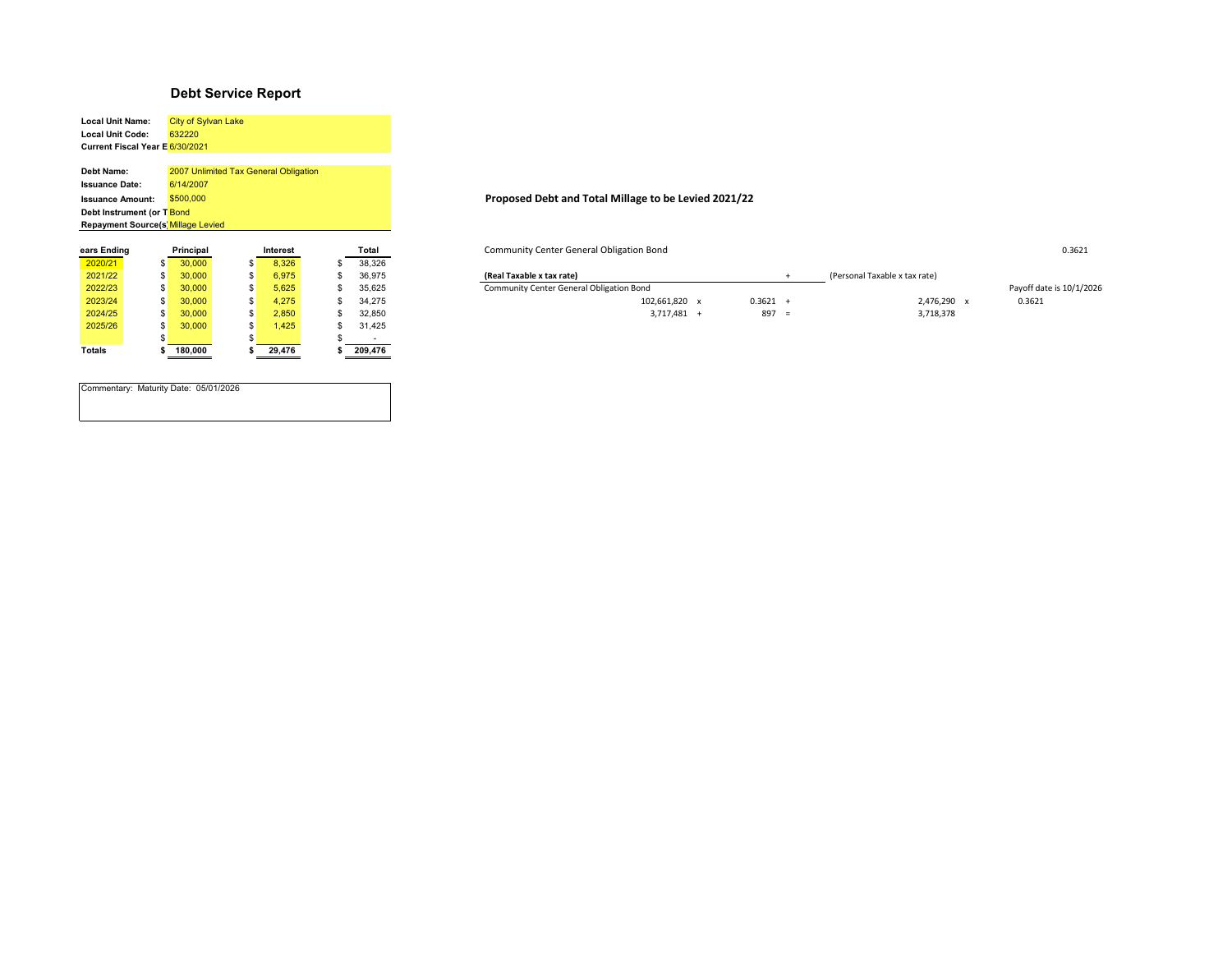## Debt Service Report

| | |
|---|---|
| **Local Unit Name:** | City of Sylvan Lake |
| **Local Unit Code:** | 632220 |
| **Current Fiscal Year E** | 6/30/2021 |

| | |
|---|---|
| **Debt Name:** | 2007 Unlimited Tax General Obligation |
| **Issuance Date:** | 6/14/2007 |
| **Issuance Amount:** | $500,000 |
| **Debt Instrument (or T** | Bond |
| **Repayment Source(s)** | Millage Levied |

| ears Ending | Principal | Interest | Total |
|---|---|---|---|
| 2020/21 | $ 30,000 | $ 8,326 | $ 38,326 |
| 2021/22 | $ 30,000 | $ 6,975 | $ 36,975 |
| 2022/23 | $ 30,000 | $ 5,625 | $ 35,625 |
| 2023/24 | $ 30,000 | $ 4,275 | $ 34,275 |
| 2024/25 | $ 30,000 | $ 2,850 | $ 32,850 |
| 2025/26 | $ 30,000 | $ 1,425 | $ 31,425 |
| | $ | $ | $ - |
| **Totals** | **$ 180,000** | **$ 29,476** | **$ 209,476** |

Commentary: Maturity Date: 05/01/2026

### Proposed Debt and Total Millage to be Levied 2021/22

Community Center General Obligation Bond 0.3621

| | | | | | | | |
|---|---|---|---|---|---|---|---|
| **(Real Taxable x tax rate)** | | | + | (Personal Taxable x tax rate) | | | |
| Community Center General Obligation Bond | | | | | | | Payoff date is 10/1/2026 |
| 102,661,820 | x | 0.3621 | + | 2,476,290 | x | 0.3621 | |
| 3,717,481 | + | 897 | = | 3,718,378 | | | |